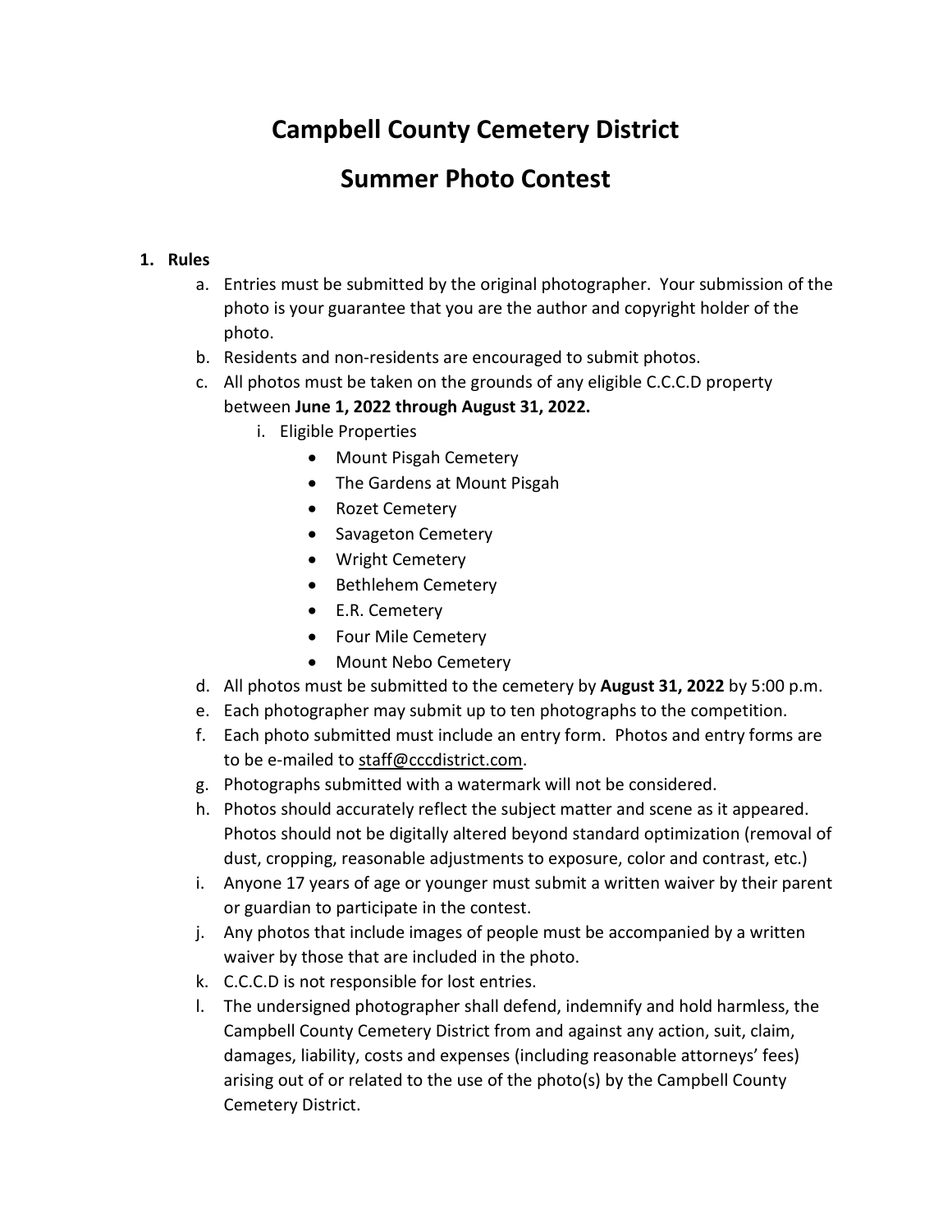# Campbell County Cemetery District

# Summer Photo Contest

1. **Rules**
   a. Entries must be submitted by the original photographer. Your submission of the photo is your guarantee that you are the author and copyright holder of the photo.
   b. Residents and non-residents are encouraged to submit photos.
   c. All photos must be taken on the grounds of any eligible C.C.C.D property between **June 1, 2022 through August 31, 2022.**
      i. Eligible Properties
         - Mount Pisgah Cemetery
         - The Gardens at Mount Pisgah
         - Rozet Cemetery
         - Savageton Cemetery
         - Wright Cemetery
         - Bethlehem Cemetery
         - E.R. Cemetery
         - Four Mile Cemetery
         - Mount Nebo Cemetery
   d. All photos must be submitted to the cemetery by **August 31, 2022** by 5:00 p.m.
   e. Each photographer may submit up to ten photographs to the competition.
   f. Each photo submitted must include an entry form. Photos and entry forms are to be e-mailed to staff@cccdistrict.com.
   g. Photographs submitted with a watermark will not be considered.
   h. Photos should accurately reflect the subject matter and scene as it appeared. Photos should not be digitally altered beyond standard optimization (removal of dust, cropping, reasonable adjustments to exposure, color and contrast, etc.)
   i. Anyone 17 years of age or younger must submit a written waiver by their parent or guardian to participate in the contest.
   j. Any photos that include images of people must be accompanied by a written waiver by those that are included in the photo.
   k. C.C.C.D is not responsible for lost entries.
   l. The undersigned photographer shall defend, indemnify and hold harmless, the Campbell County Cemetery District from and against any action, suit, claim, damages, liability, costs and expenses (including reasonable attorneys' fees) arising out of or related to the use of the photo(s) by the Campbell County Cemetery District.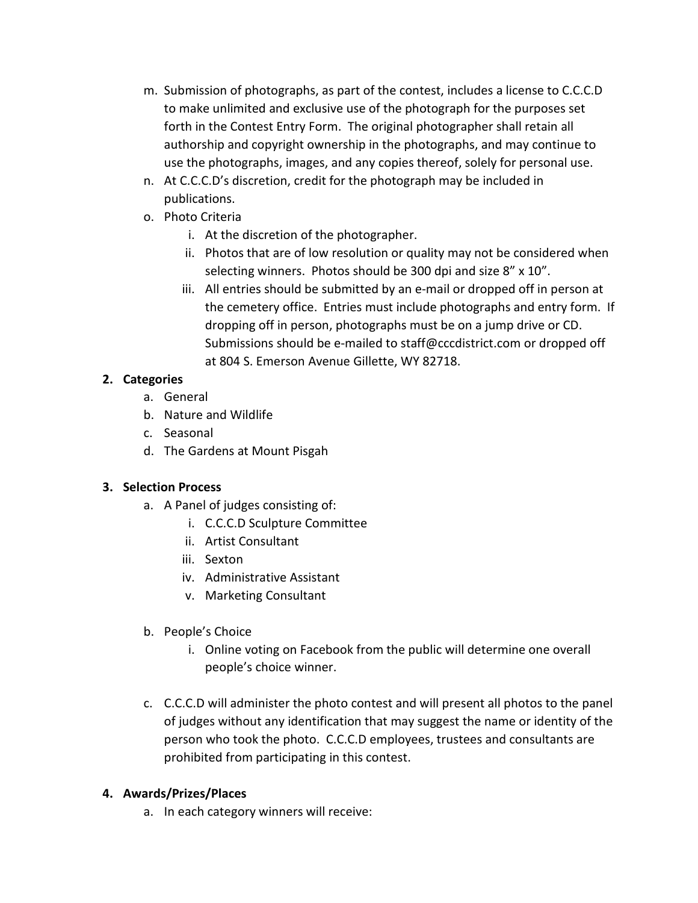m. Submission of photographs, as part of the contest, includes a license to C.C.C.D to make unlimited and exclusive use of the photograph for the purposes set forth in the Contest Entry Form. The original photographer shall retain all authorship and copyright ownership in the photographs, and may continue to use the photographs, images, and any copies thereof, solely for personal use.

n. At C.C.C.D's discretion, credit for the photograph may be included in publications.

o. Photo Criteria
   i. At the discretion of the photographer.
   ii. Photos that are of low resolution or quality may not be considered when selecting winners. Photos should be 300 dpi and size 8" x 10".
   iii. All entries should be submitted by an e-mail or dropped off in person at the cemetery office. Entries must include photographs and entry form. If dropping off in person, photographs must be on a jump drive or CD. Submissions should be e-mailed to staff@cccdistrict.com or dropped off at 804 S. Emerson Avenue Gillette, WY 82718.

**2. Categories**

a. General
b. Nature and Wildlife
c. Seasonal
d. The Gardens at Mount Pisgah

**3. Selection Process**

a. A Panel of judges consisting of:
   i. C.C.C.D Sculpture Committee
   ii. Artist Consultant
   iii. Sexton
   iv. Administrative Assistant
   v. Marketing Consultant

b. People's Choice
   i. Online voting on Facebook from the public will determine one overall people's choice winner.

c. C.C.C.D will administer the photo contest and will present all photos to the panel of judges without any identification that may suggest the name or identity of the person who took the photo. C.C.C.D employees, trustees and consultants are prohibited from participating in this contest.

**4. Awards/Prizes/Places**

a. In each category winners will receive: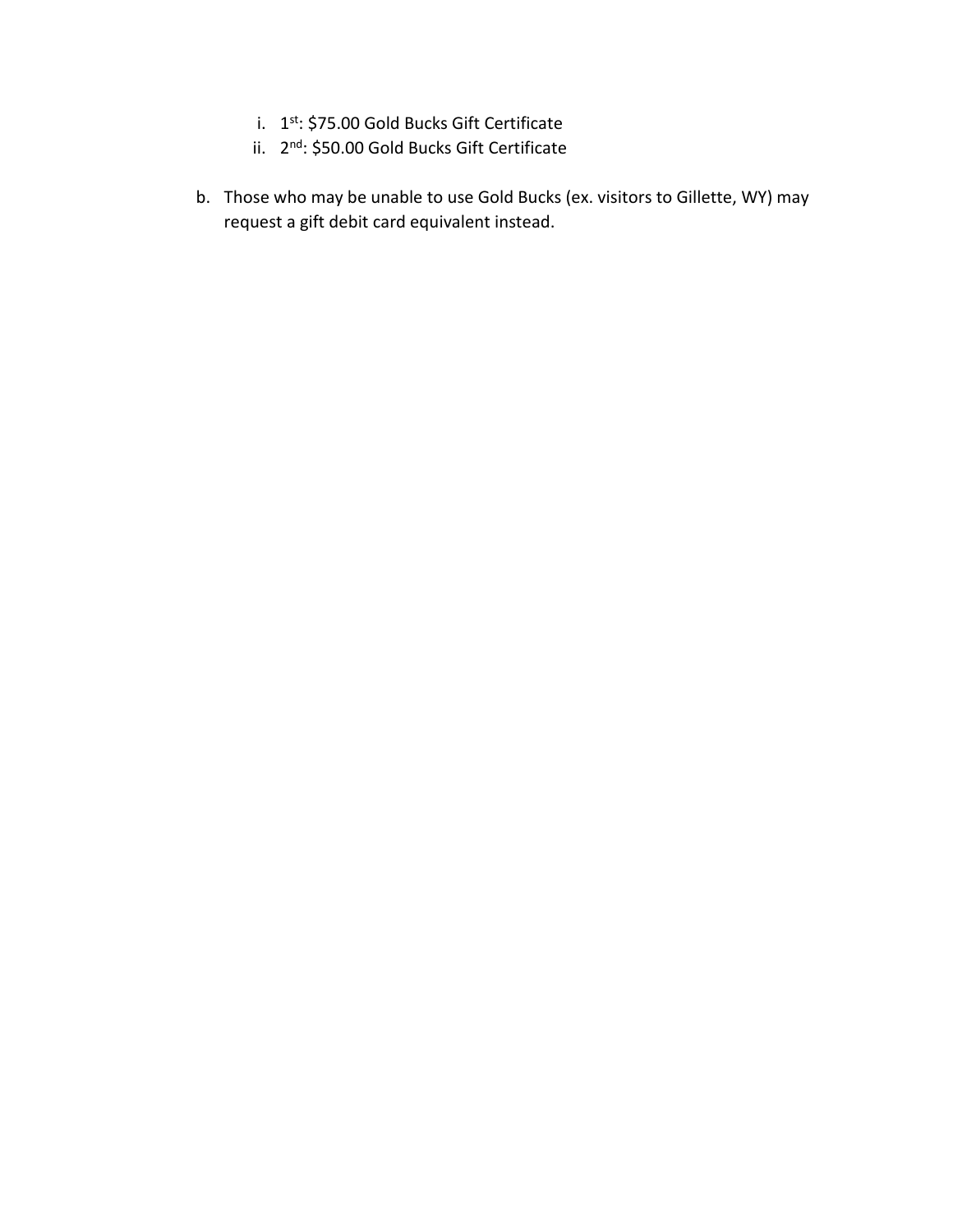i. 1st: $75.00 Gold Bucks Gift Certificate
   ii. 2nd: $50.00 Gold Bucks Gift Certificate

b. Those who may be unable to use Gold Bucks (ex. visitors to Gillette, WY) may request a gift debit card equivalent instead.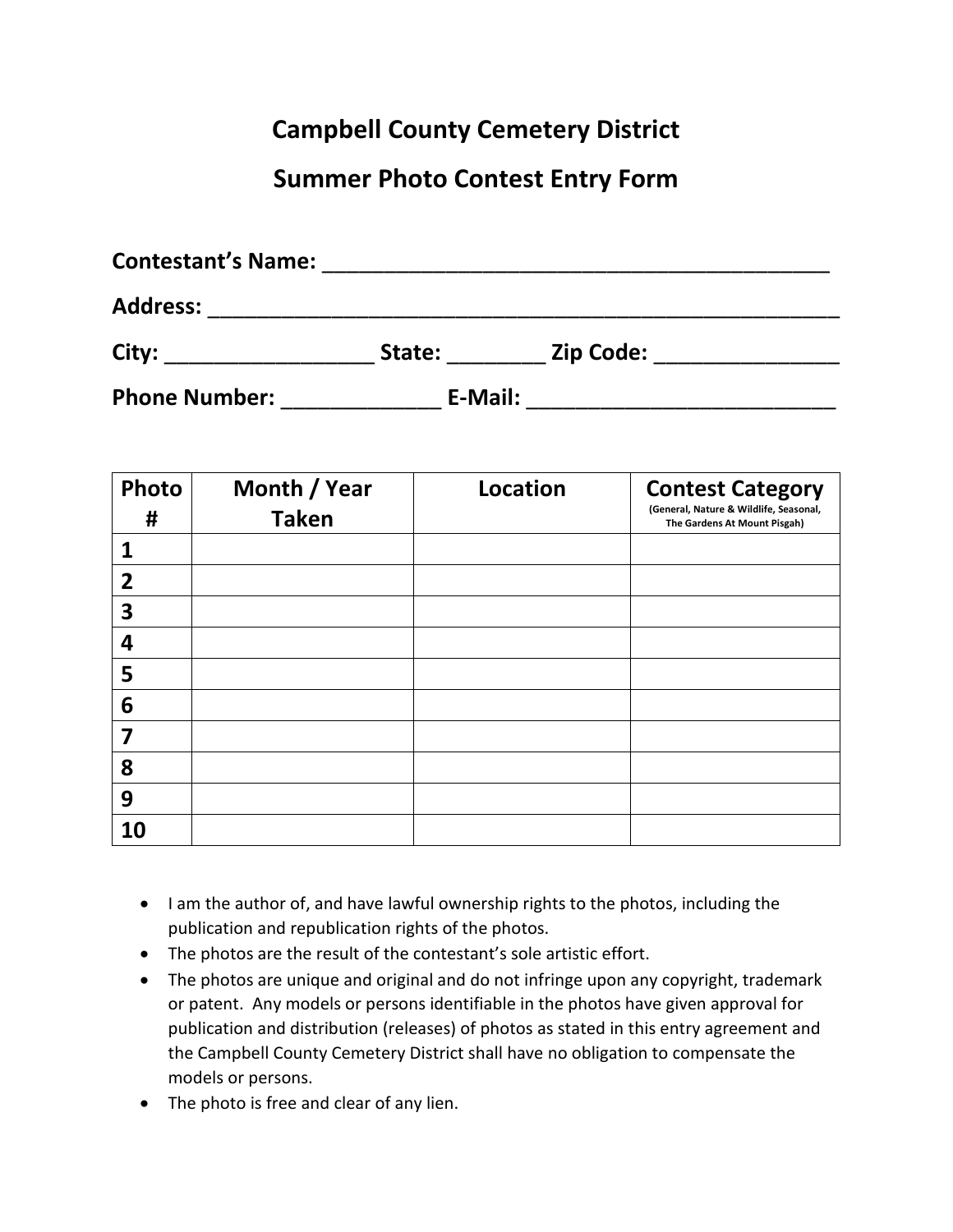# Campbell County Cemetery District

## Summer Photo Contest Entry Form

**Contestant's Name:** ___________________________________________

**Address:** ______________________________________________________

**City:** _________________ **State:** ________ **Zip Code:** _______________

**Phone Number:** _____________ **E-Mail:** __________________________

| Photo # | Month / Year Taken | Location | Contest Category (General, Nature & Wildlife, Seasonal, The Gardens At Mount Pisgah) |
|---|---|---|---|
| 1 | | | |
| 2 | | | |
| 3 | | | |
| 4 | | | |
| 5 | | | |
| 6 | | | |
| 7 | | | |
| 8 | | | |
| 9 | | | |
| 10 | | | |

- I am the author of, and have lawful ownership rights to the photos, including the publication and republication rights of the photos.
- The photos are the result of the contestant's sole artistic effort.
- The photos are unique and original and do not infringe upon any copyright, trademark or patent. Any models or persons identifiable in the photos have given approval for publication and distribution (releases) of photos as stated in this entry agreement and the Campbell County Cemetery District shall have no obligation to compensate the models or persons.
- The photo is free and clear of any lien.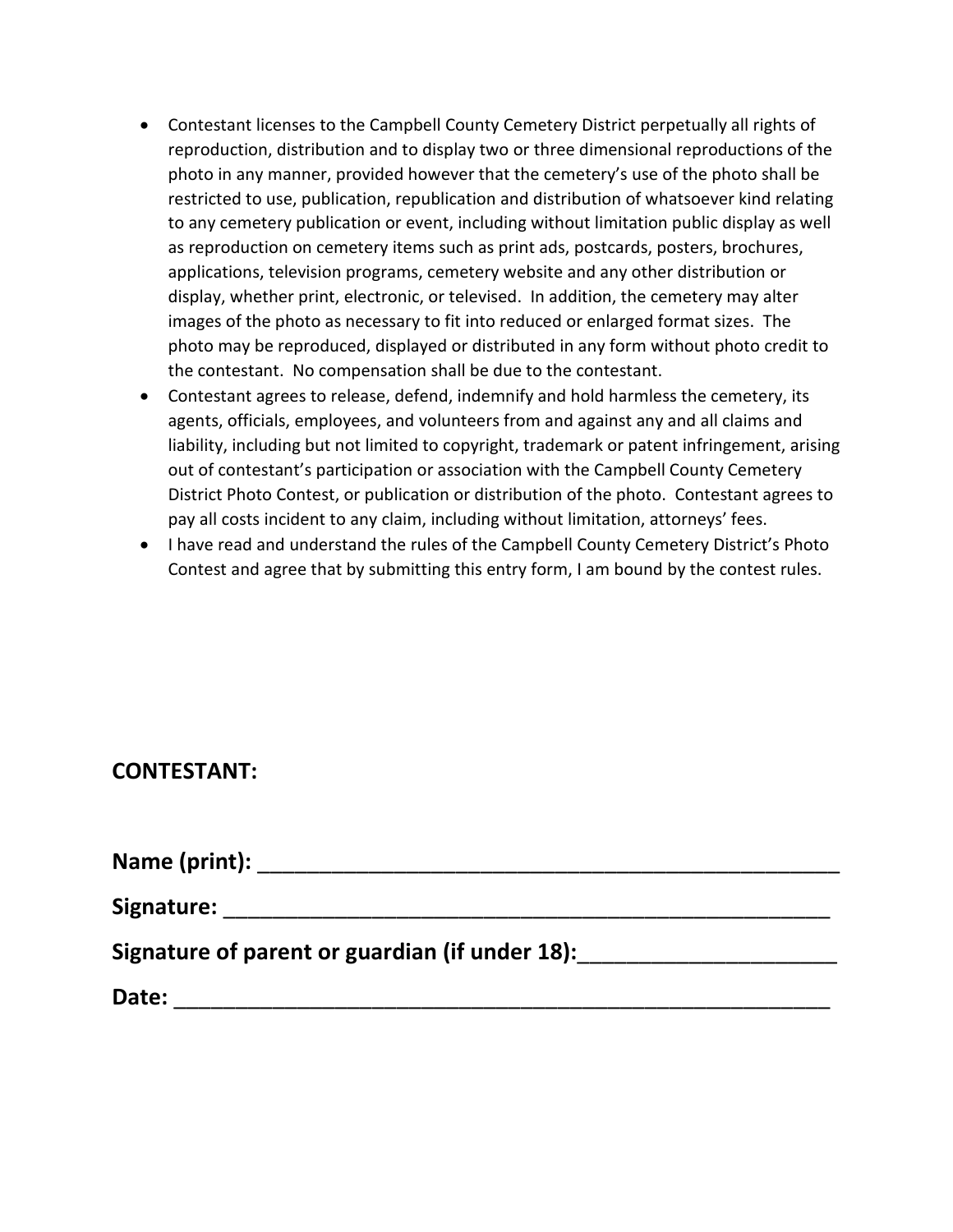- Contestant licenses to the Campbell County Cemetery District perpetually all rights of reproduction, distribution and to display two or three dimensional reproductions of the photo in any manner, provided however that the cemetery's use of the photo shall be restricted to use, publication, republication and distribution of whatsoever kind relating to any cemetery publication or event, including without limitation public display as well as reproduction on cemetery items such as print ads, postcards, posters, brochures, applications, television programs, cemetery website and any other distribution or display, whether print, electronic, or televised. In addition, the cemetery may alter images of the photo as necessary to fit into reduced or enlarged format sizes. The photo may be reproduced, displayed or distributed in any form without photo credit to the contestant. No compensation shall be due to the contestant.
- Contestant agrees to release, defend, indemnify and hold harmless the cemetery, its agents, officials, employees, and volunteers from and against any and all claims and liability, including but not limited to copyright, trademark or patent infringement, arising out of contestant's participation or association with the Campbell County Cemetery District Photo Contest, or publication or distribution of the photo. Contestant agrees to pay all costs incident to any claim, including without limitation, attorneys' fees.
- I have read and understand the rules of the Campbell County Cemetery District's Photo Contest and agree that by submitting this entry form, I am bound by the contest rules.

## CONTESTANT:

**Name (print):** ____________________________________________

**Signature:** ____________________________________________

**Signature of parent or guardian (if under 18):** ____________________

**Date:** ____________________________________________